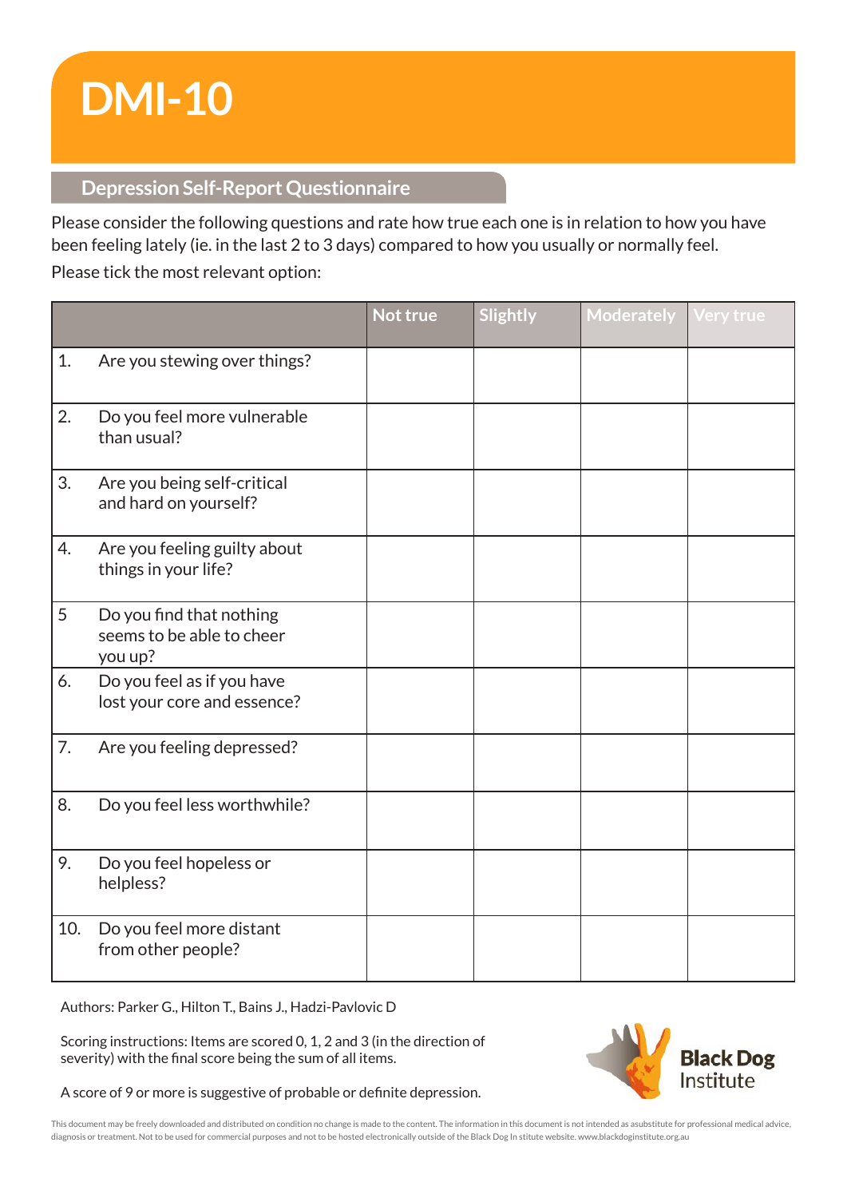# DMI-10

## Depression Self-Report Questionnaire

Please consider the following questions and rate how true each one is in relation to how you have been feeling lately (ie. in the last 2 to 3 days) compared to how you usually or normally feel.

Please tick the most relevant option:

| | Not true | Slightly | Moderately | Very true |
|---|---|---|---|---|
| 1. Are you stewing over things? | | | | |
| 2. Do you feel more vulnerable than usual? | | | | |
| 3. Are you being self-critical and hard on yourself? | | | | |
| 4. Are you feeling guilty about things in your life? | | | | |
| 5 Do you find that nothing seems to be able to cheer you up? | | | | |
| 6. Do you feel as if you have lost your core and essence? | | | | |
| 7. Are you feeling depressed? | | | | |
| 8. Do you feel less worthwhile? | | | | |
| 9. Do you feel hopeless or helpless? | | | | |
| 10. Do you feel more distant from other people? | | | | |

Authors: Parker G., Hilton T., Bains J., Hadzi-Pavlovic D

Scoring instructions: Items are scored 0, 1, 2 and 3 (in the direction of severity) with the final score being the sum of all items.

A score of 9 or more is suggestive of probable or definite depression.

Black Dog Institute

This document may be freely downloaded and distributed on condition no change is made to the content. The information in this document is not intended as asubstitute for professional medical advice, diagnosis or treatment. Not to be used for commercial purposes and not to be hosted electronically outside of the Black Dog In stitute website. www.blackdoginstitute.org.au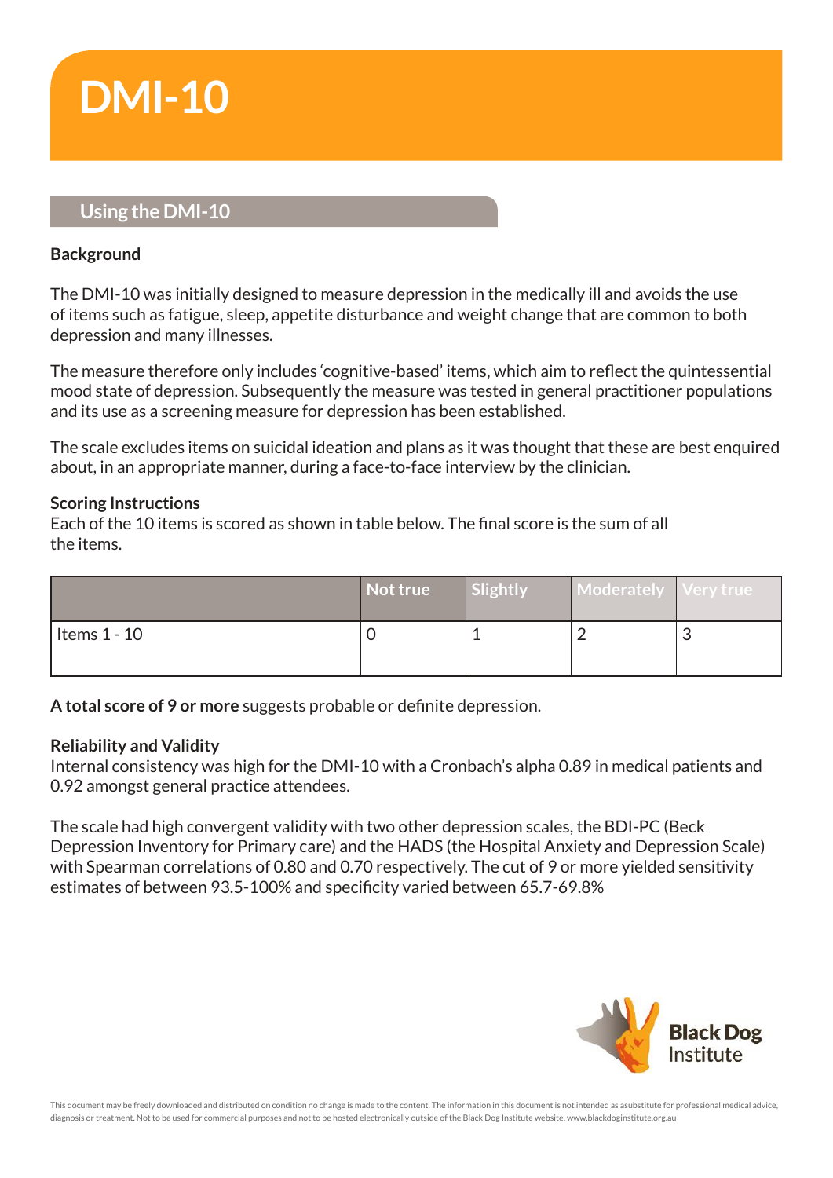# DMI-10

## Using the DMI-10

### Background

The DMI-10 was initially designed to measure depression in the medically ill and avoids the use of items such as fatigue, sleep, appetite disturbance and weight change that are common to both depression and many illnesses.

The measure therefore only includes 'cognitive-based' items, which aim to reflect the quintessential mood state of depression. Subsequently the measure was tested in general practitioner populations and its use as a screening measure for depression has been established.

The scale excludes items on suicidal ideation and plans as it was thought that these are best enquired about, in an appropriate manner, during a face-to-face interview by the clinician.

### Scoring Instructions

Each of the 10 items is scored as shown in table below. The final score is the sum of all the items.

| | Not true | Slightly | Moderately | Very true |
|---|---|---|---|---|
| Items 1 - 10 | 0 | 1 | 2 | 3 |

**A total score of 9 or more** suggests probable or definite depression.

### Reliability and Validity

Internal consistency was high for the DMI-10 with a Cronbach's alpha 0.89 in medical patients and 0.92 amongst general practice attendees.

The scale had high convergent validity with two other depression scales, the BDI-PC (Beck Depression Inventory for Primary care) and the HADS (the Hospital Anxiety and Depression Scale) with Spearman correlations of 0.80 and 0.70 respectively. The cut of 9 or more yielded sensitivity estimates of between 93.5-100% and specificity varied between 65.7-69.8%

Black Dog Institute

This document may be freely downloaded and distributed on condition no change is made to the content. The information in this document is not intended as asubstitute for professional medical advice, diagnosis or treatment. Not to be used for commercial purposes and not to be hosted electronically outside of the Black Dog Institute website. www.blackdoginstitute.org.au